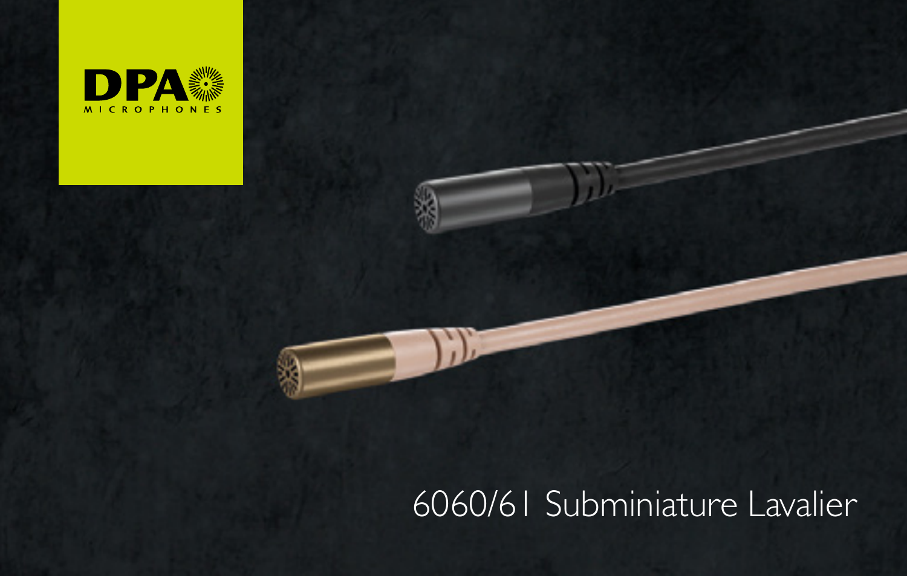DPA MICROPHONES

# 6060/61 Subminiature Lavalier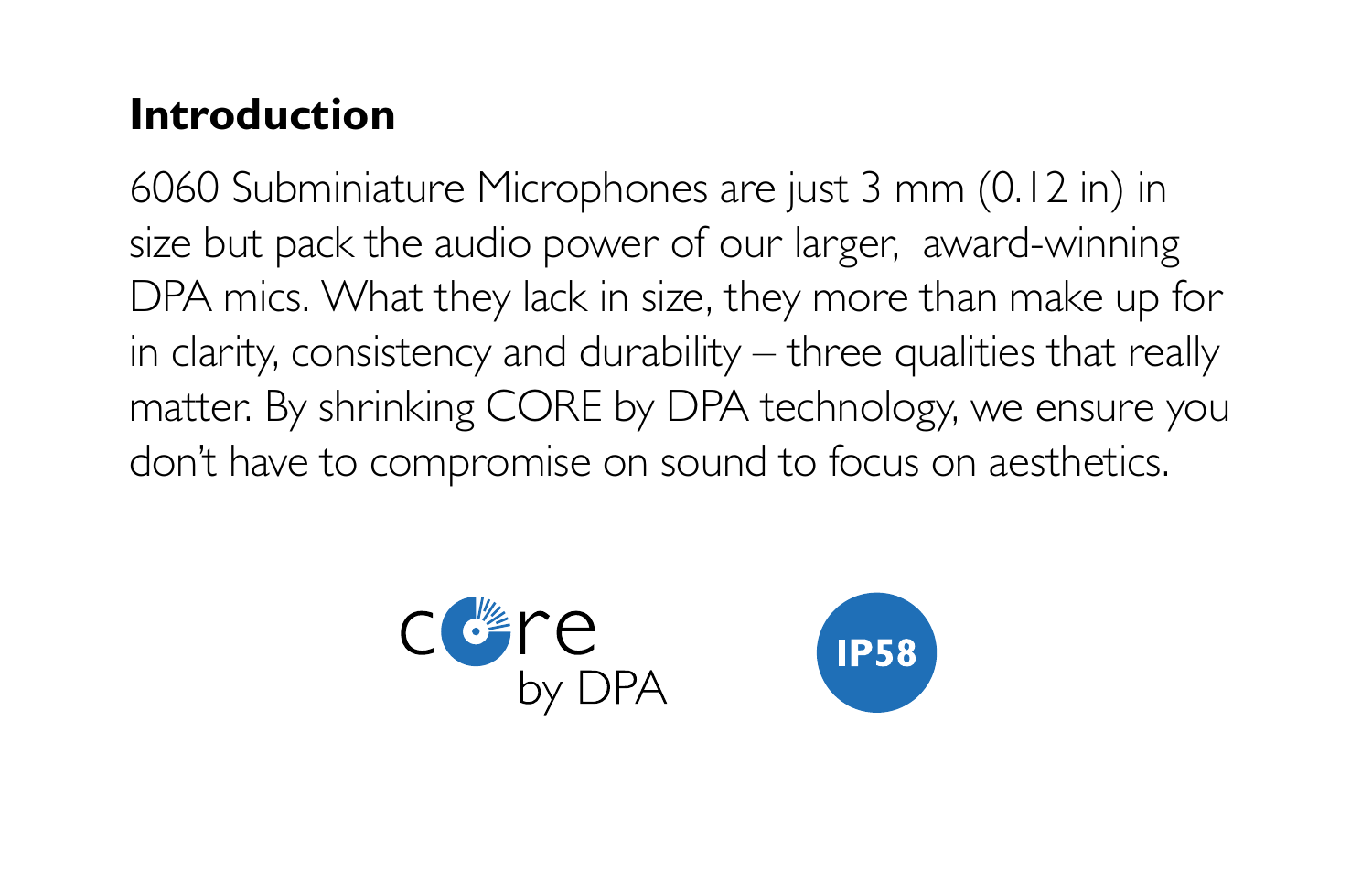## Introduction

6060 Subminiature Microphones are just 3 mm (0.12 in) in size but pack the audio power of our larger,  award-winning DPA mics. What they lack in size, they more than make up for in clarity, consistency and durability – three qualities that really matter. By shrinking CORE by DPA technology, we ensure you don't have to compromise on sound to focus on aesthetics.

core by DPA

IP58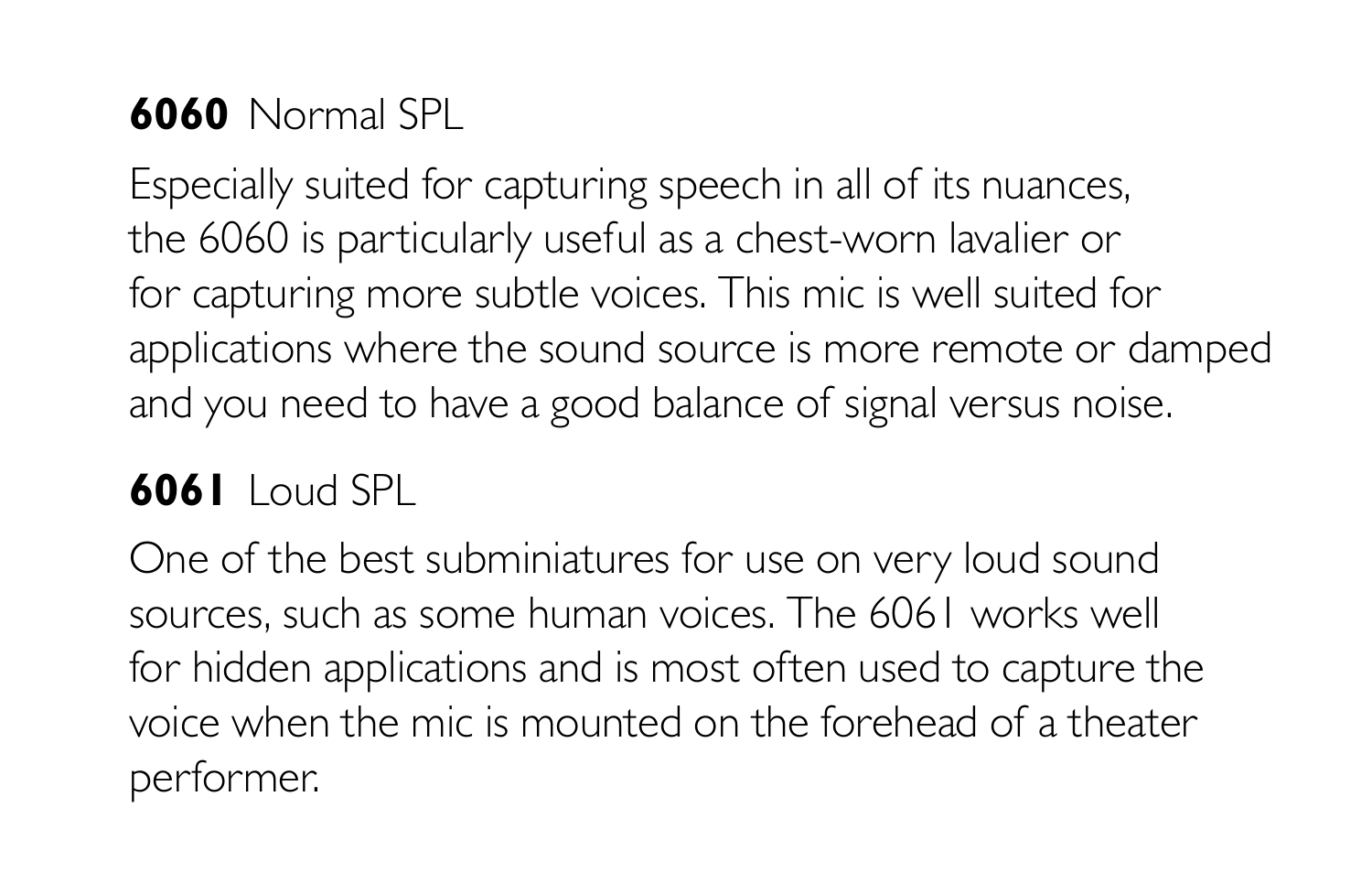## **6060** Normal SPL

Especially suited for capturing speech in all of its nuances, the 6060 is particularly useful as a chest-worn lavalier or for capturing more subtle voices. This mic is well suited for applications where the sound source is more remote or damped and you need to have a good balance of signal versus noise.

## **6061** Loud SPL

One of the best subminiatures for use on very loud sound sources, such as some human voices. The 6061 works well for hidden applications and is most often used to capture the voice when the mic is mounted on the forehead of a theater performer.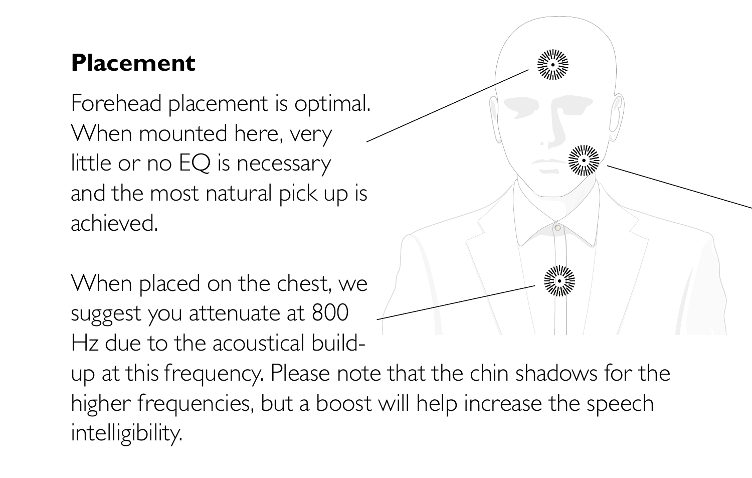## Placement

Forehead placement is optimal. When mounted here, very little or no EQ is necessary and the most natural pick up is achieved.

When placed on the chest, we suggest you attenuate at 800 Hz due to the acoustical build-up at this frequency. Please note that the chin shadows for the higher frequencies, but a boost will help increase the speech intelligibility.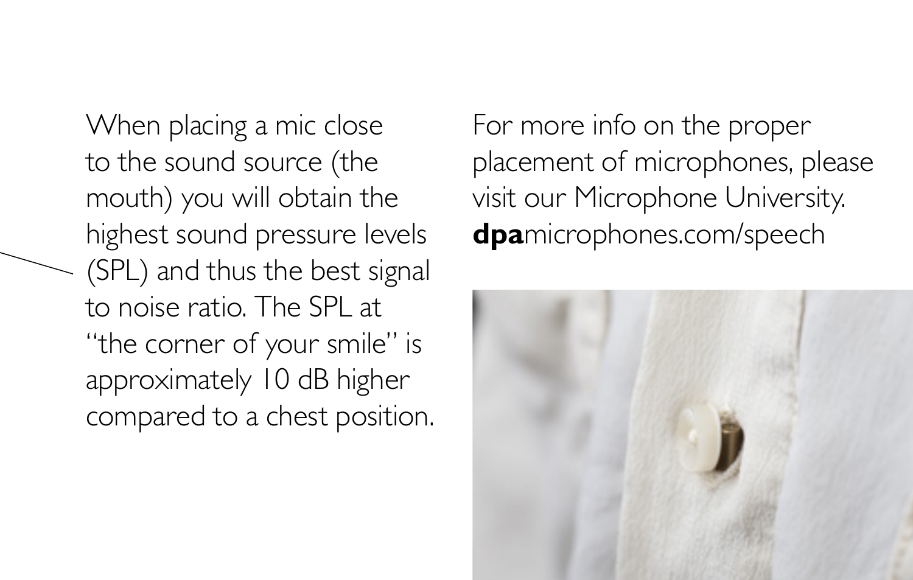When placing a mic close to the sound source (the mouth) you will obtain the highest sound pressure levels (SPL) and thus the best signal to noise ratio. The SPL at "the corner of your smile" is approximately 10 dB higher compared to a chest position.

For more info on the proper placement of microphones, please visit our Microphone University. **dpa**microphones.com/speech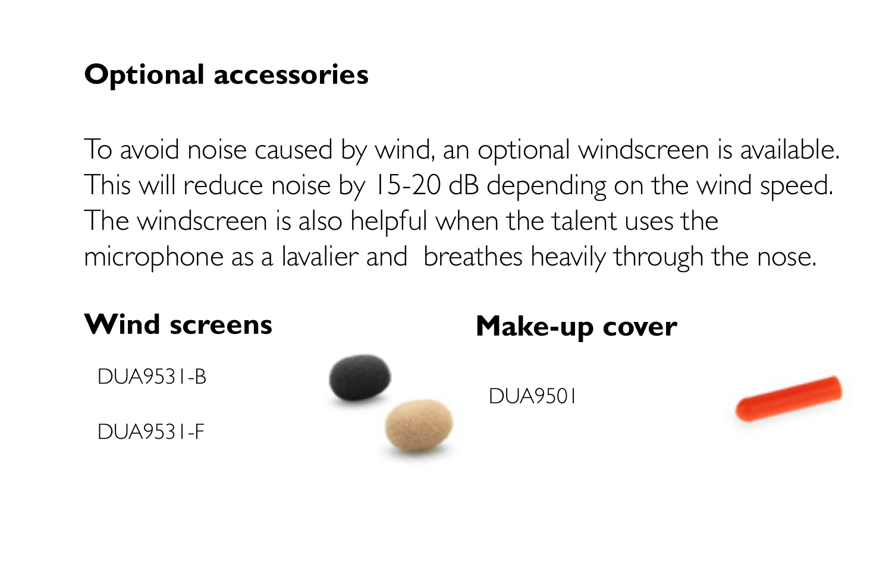## Optional accessories

To avoid noise caused by wind, an optional windscreen is available. This will reduce noise by 15-20 dB depending on the wind speed. The windscreen is also helpful when the talent uses the microphone as a lavalier and breathes heavily through the nose.

### Wind screens

DUA9531-B

DUA9531-F

### Make-up cover

DUA9501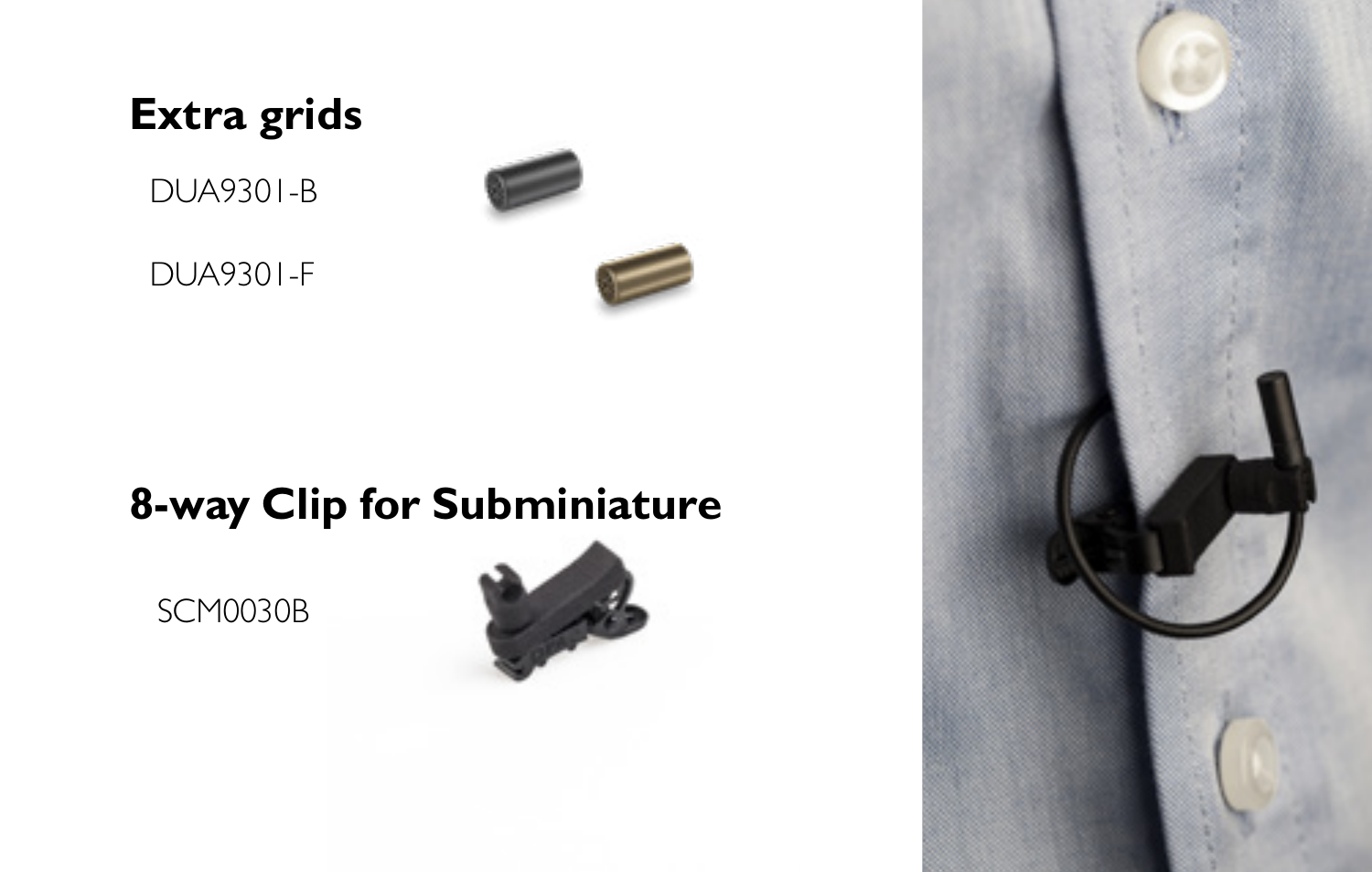## Extra grids

DUA9301-B

DUA9301-F

## 8-way Clip for Subminiature

SCM0030B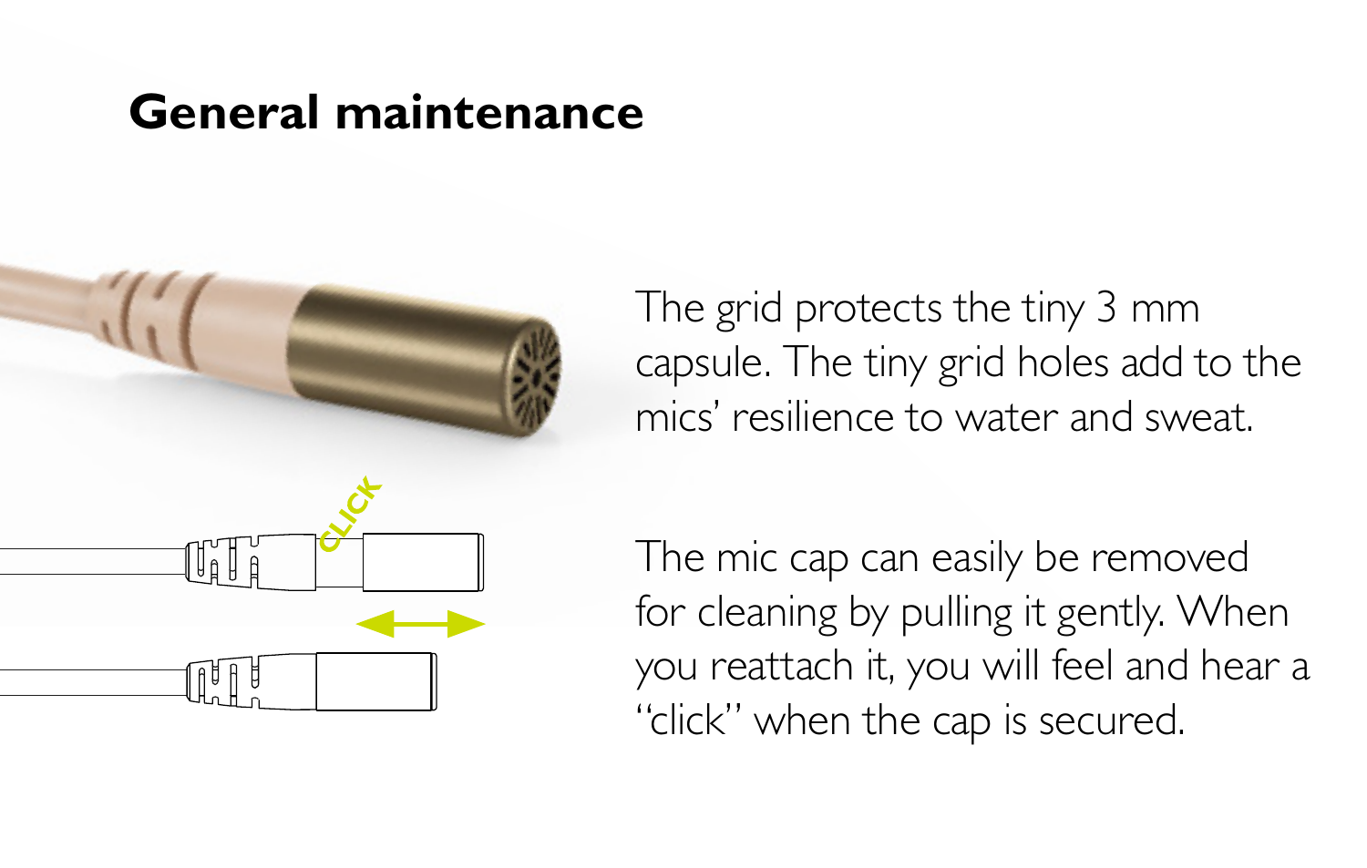# General maintenance

The grid protects the tiny 3 mm capsule. The tiny grid holes add to the mics' resilience to water and sweat.

The mic cap can easily be removed for cleaning by pulling it gently. When you reattach it, you will feel and hear a "click" when the cap is secured.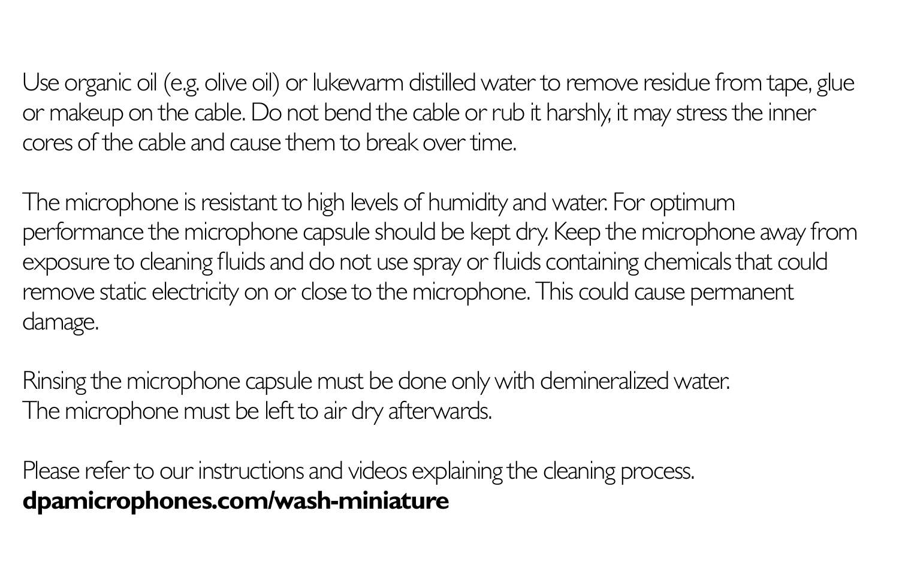Use organic oil (e.g. olive oil) or lukewarm distilled water to remove residue from tape, glue or makeup on the cable. Do not bend the cable or rub it harshly, it may stress the inner cores of the cable and cause them to break over time.

The microphone is resistant to high levels of humidity and water. For optimum performance the microphone capsule should be kept dry. Keep the microphone away from exposure to cleaning fluids and do not use spray or fluids containing chemicals that could remove static electricity on or close to the microphone. This could cause permanent damage.

Rinsing the microphone capsule must be done only with demineralized water.
The microphone must be left to air dry afterwards.

Please refer to our instructions and videos explaining the cleaning process.
**dpamicrophones.com/wash-miniature**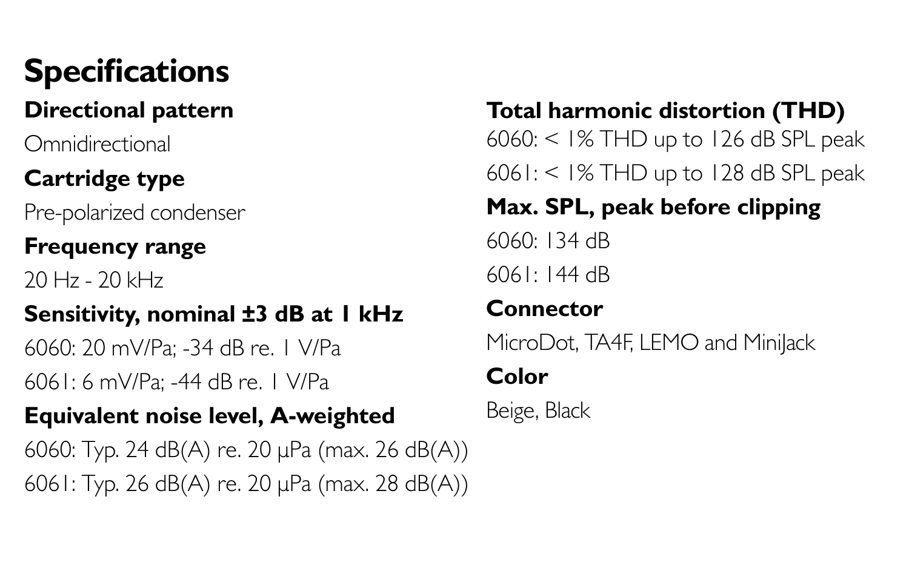# Specifications

**Directional pattern**

Omnidirectional

**Cartridge type**

Pre-polarized condenser

**Frequency range**

20 Hz - 20 kHz

**Sensitivity, nominal ±3 dB at 1 kHz**

6060: 20 mV/Pa; -34 dB re. 1 V/Pa

6061: 6 mV/Pa; -44 dB re. 1 V/Pa

**Equivalent noise level, A-weighted**

6060: Typ. 24 dB(A) re. 20 µPa (max. 26 dB(A))

6061: Typ. 26 dB(A) re. 20 µPa (max. 28 dB(A))

**Total harmonic distortion (THD)**

6060: < 1% THD up to 126 dB SPL peak

6061: < 1% THD up to 128 dB SPL peak

**Max. SPL, peak before clipping**

6060: 134 dB

6061: 144 dB

**Connector**

MicroDot, TA4F, LEMO and MiniJack

**Color**

Beige, Black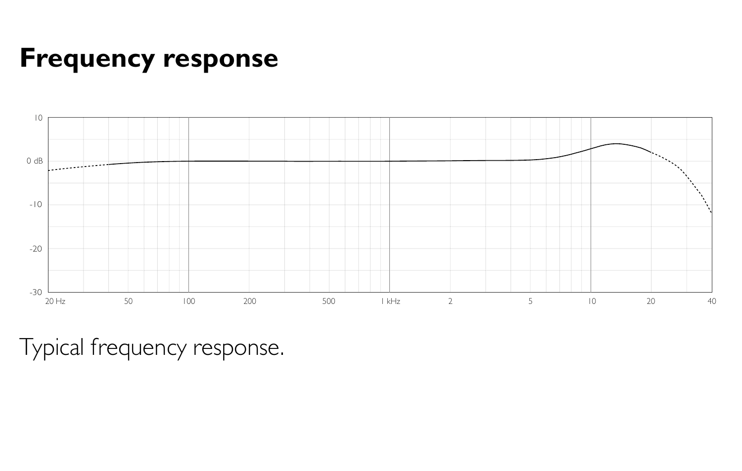# Frequency response

Typical frequency response.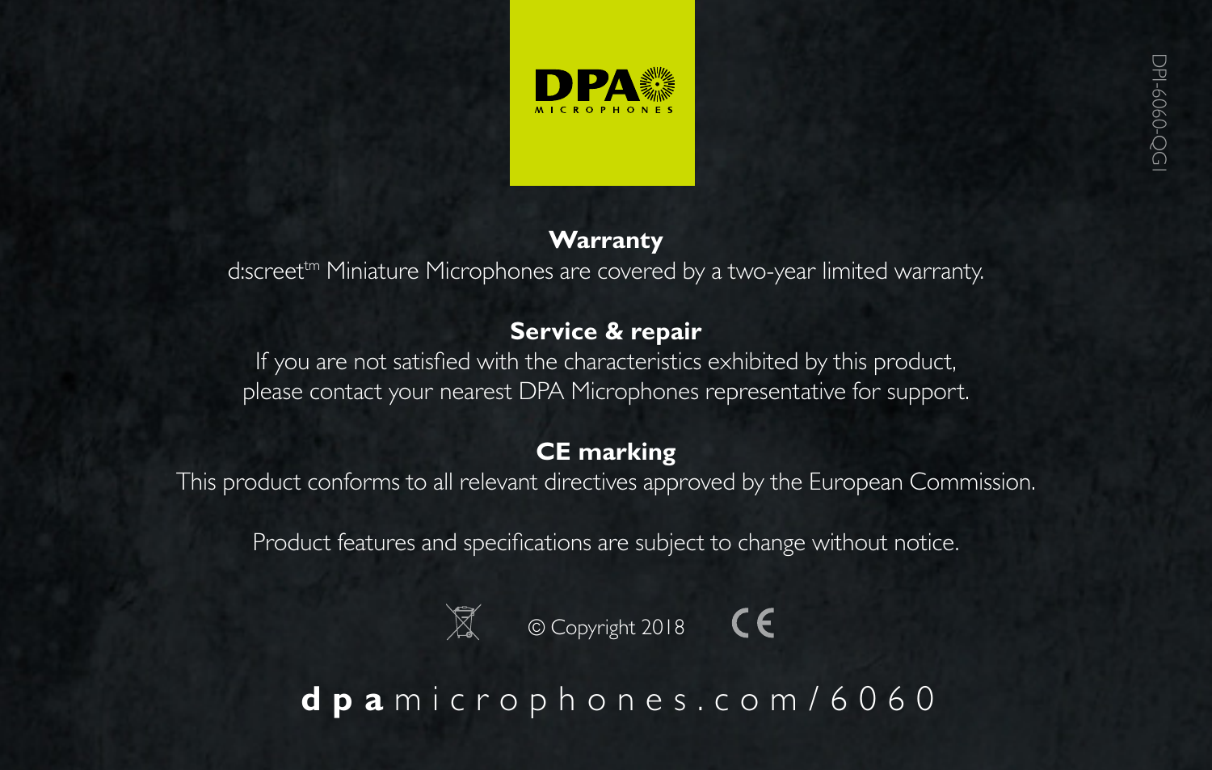## Warranty

d:screet™ Miniature Microphones are covered by a two-year limited warranty.

## Service & repair

If you are not satisfied with the characteristics exhibited by this product, please contact your nearest DPA Microphones representative for support.

## CE marking

This product conforms to all relevant directives approved by the European Commission.

Product features and specifications are subject to change without notice.

© Copyright 2018

**dpa**microphones.com/6060

DPI-6060-QG1